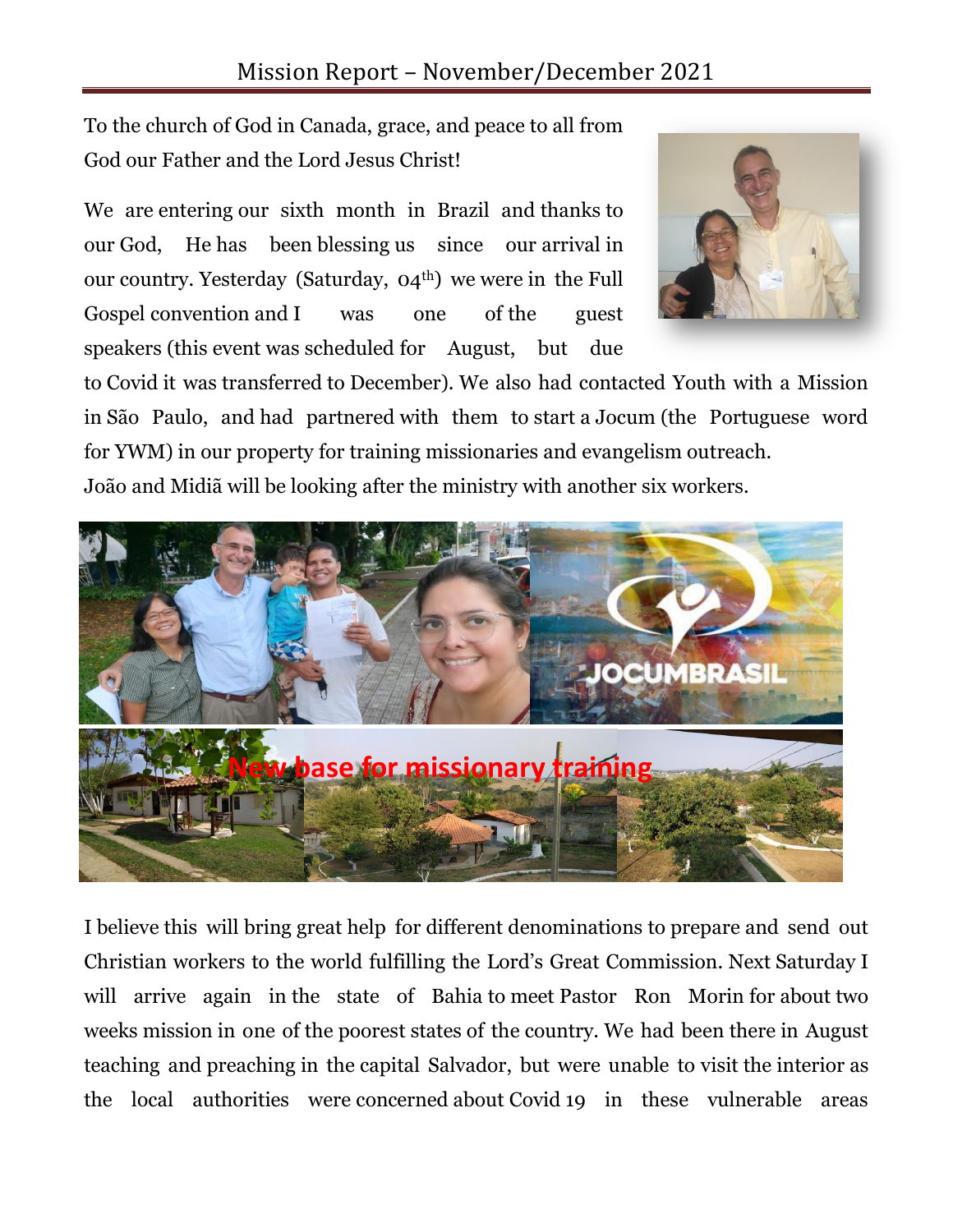# Mission Report – November/December 2021

To the church of God in Canada, grace, and peace to all from God our Father and the Lord Jesus Christ!

We are entering our sixth month in Brazil and thanks to our God, He has been blessing us since our arrival in our country. Yesterday (Saturday, 04th) we were in the Full Gospel convention and I was one of the guest speakers (this event was scheduled for August, but due to Covid it was transferred to December). We also had contacted Youth with a Mission in São Paulo, and had partnered with them to start a Jocum (the Portuguese word for YWM) in our property for training missionaries and evangelism outreach. João and Midiã will be looking after the ministry with another six workers.

New base for missionary training

I believe this will bring great help for different denominations to prepare and send out Christian workers to the world fulfilling the Lord's Great Commission. Next Saturday I will arrive again in the state of Bahia to meet Pastor Ron Morin for about two weeks mission in one of the poorest states of the country. We had been there in August teaching and preaching in the capital Salvador, but were unable to visit the interior as the local authorities were concerned about Covid 19 in these vulnerable areas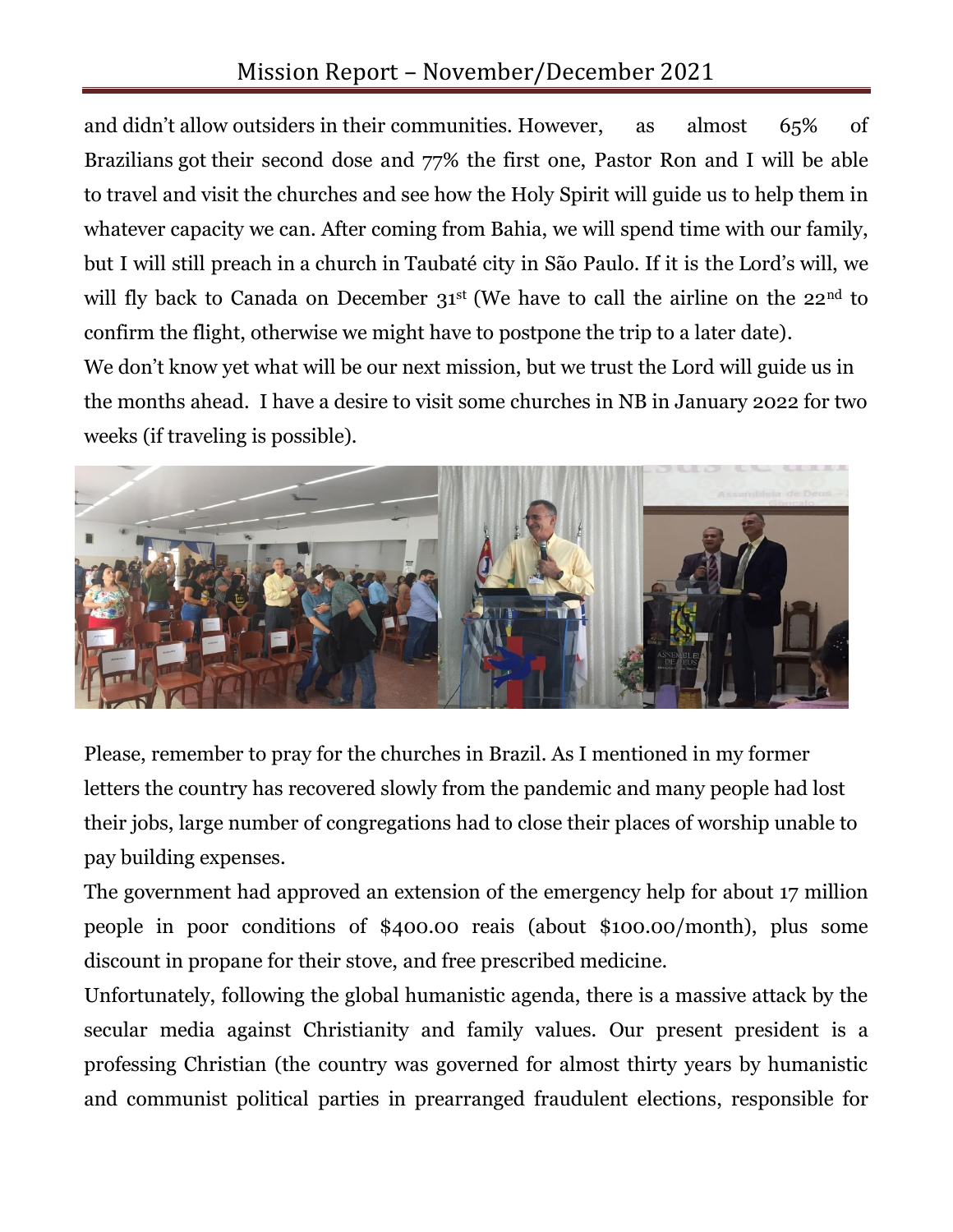and didn't allow outsiders in their communities. However, as almost 65% of Brazilians got their second dose and 77% the first one, Pastor Ron and I will be able to travel and visit the churches and see how the Holy Spirit will guide us to help them in whatever capacity we can. After coming from Bahia, we will spend time with our family, but I will still preach in a church in Taubaté city in São Paulo. If it is the Lord's will, we will fly back to Canada on December 31st (We have to call the airline on the 22nd to confirm the flight, otherwise we might have to postpone the trip to a later date).

We don't know yet what will be our next mission, but we trust the Lord will guide us in the months ahead. I have a desire to visit some churches in NB in January 2022 for two weeks (if traveling is possible).

Please, remember to pray for the churches in Brazil. As I mentioned in my former letters the country has recovered slowly from the pandemic and many people had lost their jobs, large number of congregations had to close their places of worship unable to pay building expenses.

The government had approved an extension of the emergency help for about 17 million people in poor conditions of $400.00 reais (about $100.00/month), plus some discount in propane for their stove, and free prescribed medicine.

Unfortunately, following the global humanistic agenda, there is a massive attack by the secular media against Christianity and family values. Our present president is a professing Christian (the country was governed for almost thirty years by humanistic and communist political parties in prearranged fraudulent elections, responsible for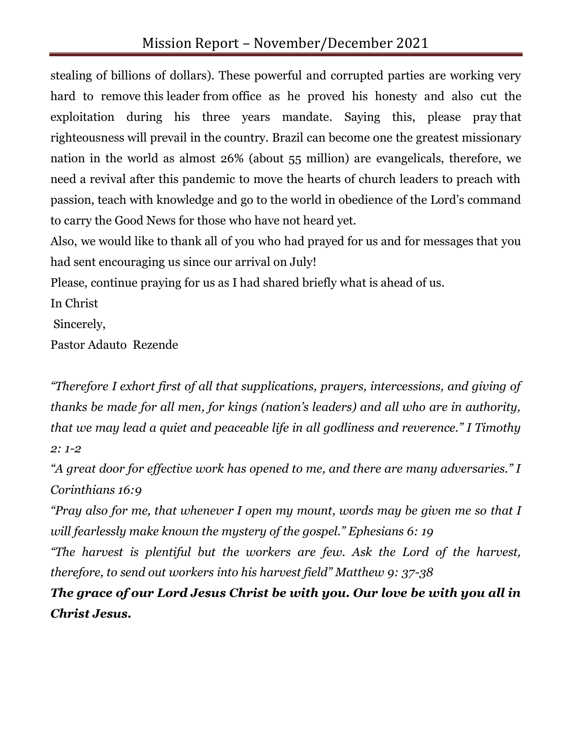stealing of billions of dollars). These powerful and corrupted parties are working very hard to remove this leader from office as he proved his honesty and also cut the exploitation during his three years mandate. Saying this, please pray that righteousness will prevail in the country. Brazil can become one the greatest missionary nation in the world as almost 26% (about 55 million) are evangelicals, therefore, we need a revival after this pandemic to move the hearts of church leaders to preach with passion, teach with knowledge and go to the world in obedience of the Lord's command to carry the Good News for those who have not heard yet.

Also, we would like to thank all of you who had prayed for us and for messages that you had sent encouraging us since our arrival on July!

Please, continue praying for us as I had shared briefly what is ahead of us.

In Christ

Sincerely,

Pastor Adauto Rezende

*"Therefore I exhort first of all that supplications, prayers, intercessions, and giving of thanks be made for all men, for kings (nation's leaders) and all who are in authority, that we may lead a quiet and peaceable life in all godliness and reverence." I Timothy 2: 1-2*

*"A great door for effective work has opened to me, and there are many adversaries." I Corinthians 16:9*

*"Pray also for me, that whenever I open my mount, words may be given me so that I will fearlessly make known the mystery of the gospel." Ephesians 6: 19*

*"The harvest is plentiful but the workers are few. Ask the Lord of the harvest, therefore, to send out workers into his harvest field" Matthew 9: 37-38*

***The grace of our Lord Jesus Christ be with you. Our love be with you all in Christ Jesus.***